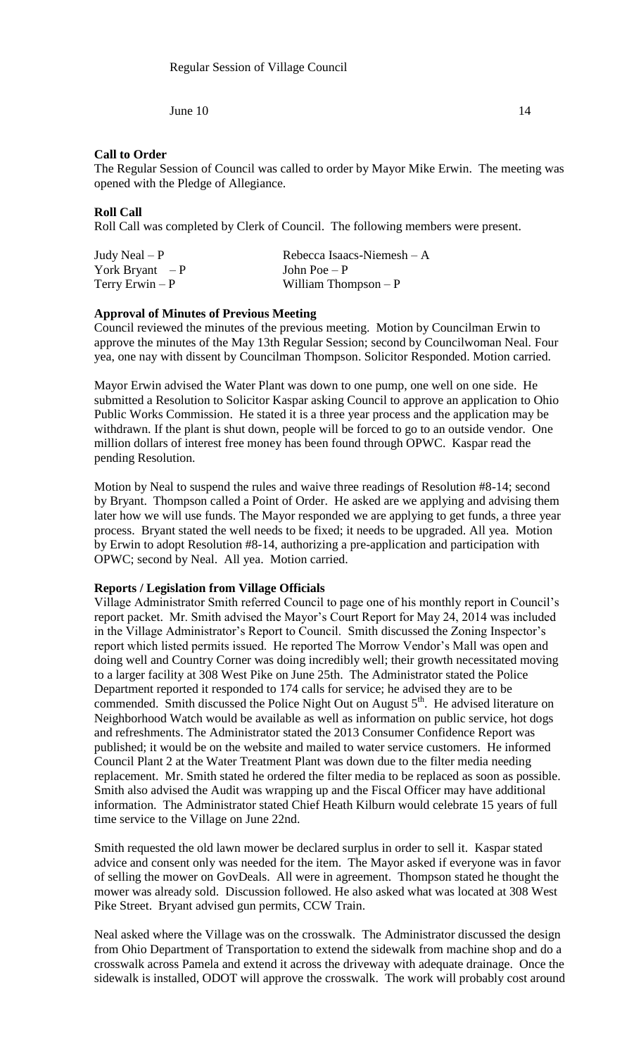Regular Session of Village Council

June 10 14

**Call to Order**

The Regular Session of Council was called to order by Mayor Mike Erwin. The meeting was opened with the Pledge of Allegiance.

**Roll Call**

Roll Call was completed by Clerk of Council. The following members were present.

| | |
|---|---|
| Judy Neal – P | Rebecca Isaacs-Niemesh – A |
| York Bryant – P | John Poe – P |
| Terry Erwin – P | William Thompson – P |

**Approval of Minutes of Previous Meeting**

Council reviewed the minutes of the previous meeting. Motion by Councilman Erwin to approve the minutes of the May 13th Regular Session; second by Councilwoman Neal. Four yea, one nay with dissent by Councilman Thompson. Solicitor Responded. Motion carried.

Mayor Erwin advised the Water Plant was down to one pump, one well on one side. He submitted a Resolution to Solicitor Kaspar asking Council to approve an application to Ohio Public Works Commission. He stated it is a three year process and the application may be withdrawn. If the plant is shut down, people will be forced to go to an outside vendor. One million dollars of interest free money has been found through OPWC. Kaspar read the pending Resolution.

Motion by Neal to suspend the rules and waive three readings of Resolution #8-14; second by Bryant. Thompson called a Point of Order. He asked are we applying and advising them later how we will use funds. The Mayor responded we are applying to get funds, a three year process. Bryant stated the well needs to be fixed; it needs to be upgraded. All yea. Motion by Erwin to adopt Resolution #8-14, authorizing a pre-application and participation with OPWC; second by Neal. All yea. Motion carried.

**Reports / Legislation from Village Officials**

Village Administrator Smith referred Council to page one of his monthly report in Council's report packet. Mr. Smith advised the Mayor's Court Report for May 24, 2014 was included in the Village Administrator's Report to Council. Smith discussed the Zoning Inspector's report which listed permits issued. He reported The Morrow Vendor's Mall was open and doing well and Country Corner was doing incredibly well; their growth necessitated moving to a larger facility at 308 West Pike on June 25th. The Administrator stated the Police Department reported it responded to 174 calls for service; he advised they are to be commended. Smith discussed the Police Night Out on August 5th. He advised literature on Neighborhood Watch would be available as well as information on public service, hot dogs and refreshments. The Administrator stated the 2013 Consumer Confidence Report was published; it would be on the website and mailed to water service customers. He informed Council Plant 2 at the Water Treatment Plant was down due to the filter media needing replacement. Mr. Smith stated he ordered the filter media to be replaced as soon as possible. Smith also advised the Audit was wrapping up and the Fiscal Officer may have additional information. The Administrator stated Chief Heath Kilburn would celebrate 15 years of full time service to the Village on June 22nd.

Smith requested the old lawn mower be declared surplus in order to sell it. Kaspar stated advice and consent only was needed for the item. The Mayor asked if everyone was in favor of selling the mower on GovDeals. All were in agreement. Thompson stated he thought the mower was already sold. Discussion followed. He also asked what was located at 308 West Pike Street. Bryant advised gun permits, CCW Train.

Neal asked where the Village was on the crosswalk. The Administrator discussed the design from Ohio Department of Transportation to extend the sidewalk from machine shop and do a crosswalk across Pamela and extend it across the driveway with adequate drainage. Once the sidewalk is installed, ODOT will approve the crosswalk. The work will probably cost around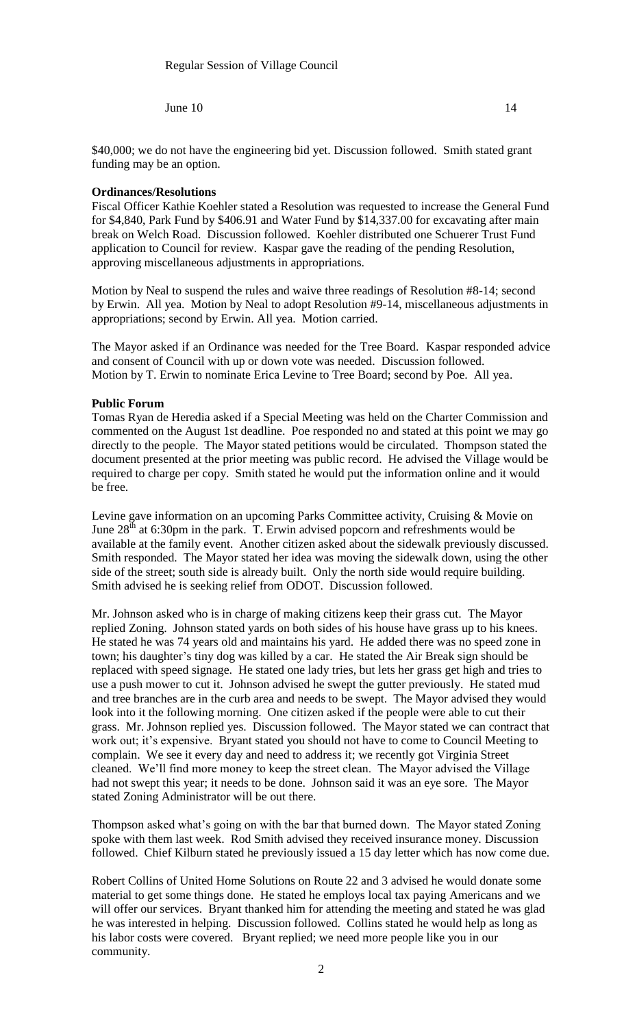$40,000; we do not have the engineering bid yet. Discussion followed. Smith stated grant funding may be an option.

**Ordinances/Resolutions**

Fiscal Officer Kathie Koehler stated a Resolution was requested to increase the General Fund for $4,840, Park Fund by $406.91 and Water Fund by $14,337.00 for excavating after main break on Welch Road. Discussion followed. Koehler distributed one Schuerer Trust Fund application to Council for review. Kaspar gave the reading of the pending Resolution, approving miscellaneous adjustments in appropriations.

Motion by Neal to suspend the rules and waive three readings of Resolution #8-14; second by Erwin. All yea. Motion by Neal to adopt Resolution #9-14, miscellaneous adjustments in appropriations; second by Erwin. All yea. Motion carried.

The Mayor asked if an Ordinance was needed for the Tree Board. Kaspar responded advice and consent of Council with up or down vote was needed. Discussion followed. Motion by T. Erwin to nominate Erica Levine to Tree Board; second by Poe. All yea.

**Public Forum**

Tomas Ryan de Heredia asked if a Special Meeting was held on the Charter Commission and commented on the August 1st deadline. Poe responded no and stated at this point we may go directly to the people. The Mayor stated petitions would be circulated. Thompson stated the document presented at the prior meeting was public record. He advised the Village would be required to charge per copy. Smith stated he would put the information online and it would be free.

Levine gave information on an upcoming Parks Committee activity, Cruising & Movie on June 28th at 6:30pm in the park. T. Erwin advised popcorn and refreshments would be available at the family event. Another citizen asked about the sidewalk previously discussed. Smith responded. The Mayor stated her idea was moving the sidewalk down, using the other side of the street; south side is already built. Only the north side would require building. Smith advised he is seeking relief from ODOT. Discussion followed.

Mr. Johnson asked who is in charge of making citizens keep their grass cut. The Mayor replied Zoning. Johnson stated yards on both sides of his house have grass up to his knees. He stated he was 74 years old and maintains his yard. He added there was no speed zone in town; his daughter's tiny dog was killed by a car. He stated the Air Break sign should be replaced with speed signage. He stated one lady tries, but lets her grass get high and tries to use a push mower to cut it. Johnson advised he swept the gutter previously. He stated mud and tree branches are in the curb area and needs to be swept. The Mayor advised they would look into it the following morning. One citizen asked if the people were able to cut their grass. Mr. Johnson replied yes. Discussion followed. The Mayor stated we can contract that work out; it's expensive. Bryant stated you should not have to come to Council Meeting to complain. We see it every day and need to address it; we recently got Virginia Street cleaned. We'll find more money to keep the street clean. The Mayor advised the Village had not swept this year; it needs to be done. Johnson said it was an eye sore. The Mayor stated Zoning Administrator will be out there.

Thompson asked what's going on with the bar that burned down. The Mayor stated Zoning spoke with them last week. Rod Smith advised they received insurance money. Discussion followed. Chief Kilburn stated he previously issued a 15 day letter which has now come due.

Robert Collins of United Home Solutions on Route 22 and 3 advised he would donate some material to get some things done. He stated he employs local tax paying Americans and we will offer our services. Bryant thanked him for attending the meeting and stated he was glad he was interested in helping. Discussion followed. Collins stated he would help as long as his labor costs were covered. Bryant replied; we need more people like you in our community.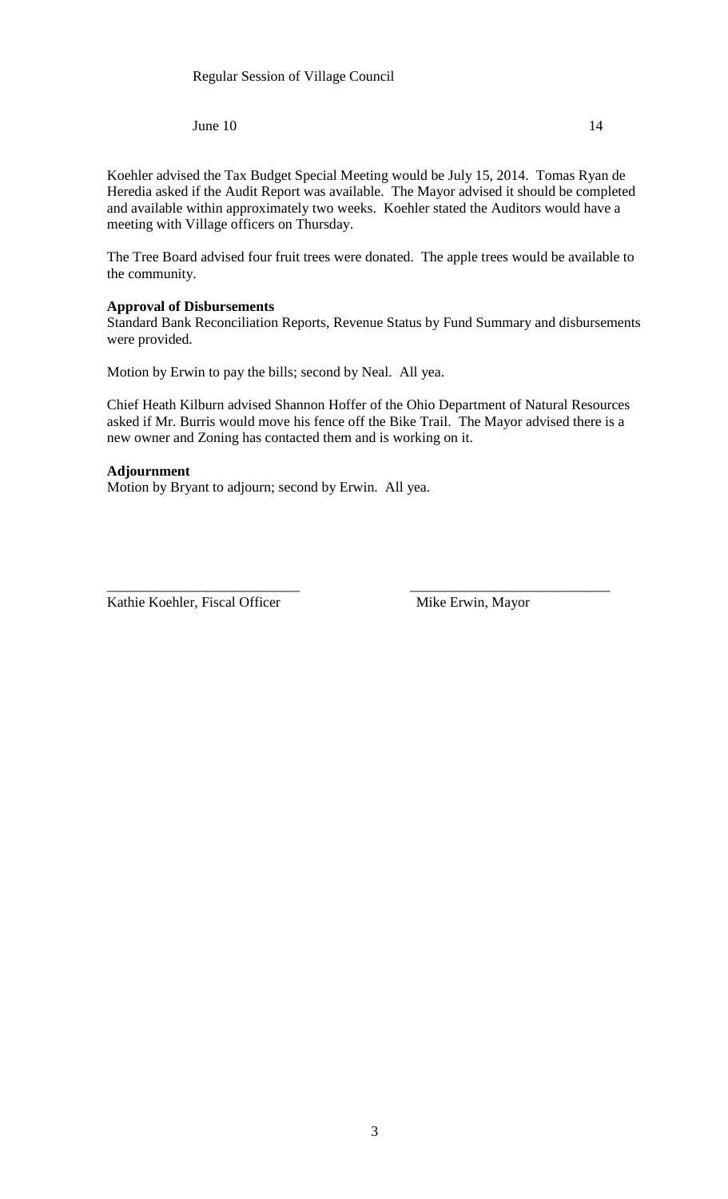Koehler advised the Tax Budget Special Meeting would be July 15, 2014. Tomas Ryan de Heredia asked if the Audit Report was available. The Mayor advised it should be completed and available within approximately two weeks. Koehler stated the Auditors would have a meeting with Village officers on Thursday.

The Tree Board advised four fruit trees were donated. The apple trees would be available to the community.

**Approval of Disbursements**
Standard Bank Reconciliation Reports, Revenue Status by Fund Summary and disbursements were provided.

Motion by Erwin to pay the bills; second by Neal. All yea.

Chief Heath Kilburn advised Shannon Hoffer of the Ohio Department of Natural Resources asked if Mr. Burris would move his fence off the Bike Trail. The Mayor advised there is a new owner and Zoning has contacted them and is working on it.

**Adjournment**
Motion by Bryant to adjourn; second by Erwin. All yea.

\_\_\_\_\_\_\_\_\_\_\_\_\_\_\_\_\_\_\_\_\_\_\_\_\_\_\_
Kathie Koehler, Fiscal Officer

\_\_\_\_\_\_\_\_\_\_\_\_\_\_\_\_\_\_\_\_\_\_\_\_\_\_\_\_
Mike Erwin, Mayor